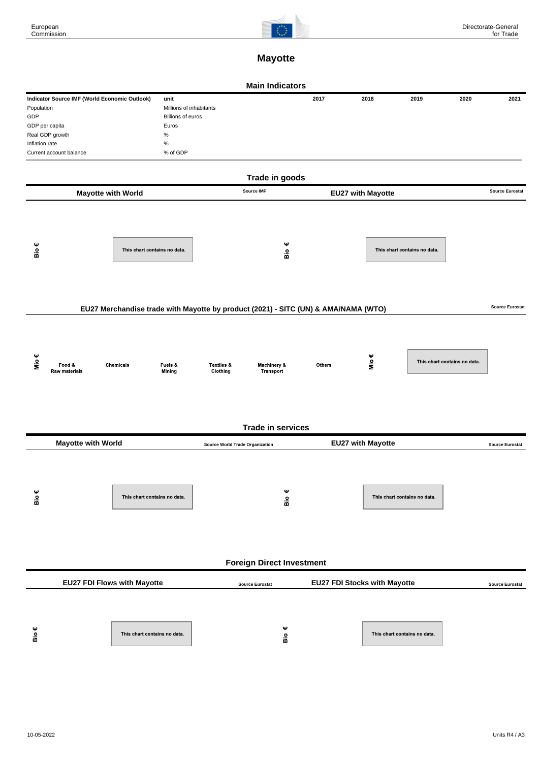# Mayotte

## Main Indicators

| Indicator Source IMF (World Economic Outlook) | unit | 2017 | 2018 | 2019 | 2020 | 2021 |
|---|---|---|---|---|---|---|
| Population | Millions of inhabitants | | | | | |
| GDP | Billions of euros | | | | | |
| GDP per capita | Euros | | | | | |
| Real GDP growth | % | | | | | |
| Inflation rate | % | | | | | |
| Current account balance | % of GDP | | | | | |

## Trade in goods

### Mayotte with World

Source IMF

Bio €

This chart contains no data.

### EU27 with Mayotte

Source Eurostat

Bio €

This chart contains no data.

### EU27 Merchandise trade with Mayotte by product (2021) - SITC (UN) & AMA/NAMA (WTO)

Source Eurostat

Mio €

Food & Raw materials | Chemicals | Fuels & Mining | Textiles & Clothing | Machinery & Transport | Others

Mio €

This chart contains no data.

## Trade in services

### Mayotte with World

Source World Trade Organization

Bio €

This chart contains no data.

### EU27 with Mayotte

Source Eurostat

Bio €

This chart contains no data.

## Foreign Direct Investment

### EU27 FDI Flows with Mayotte

Source Eurostat

Bio €

This chart contains no data.

### EU27 FDI Stocks with Mayotte

Source Eurostat

Bio €

This chart contains no data.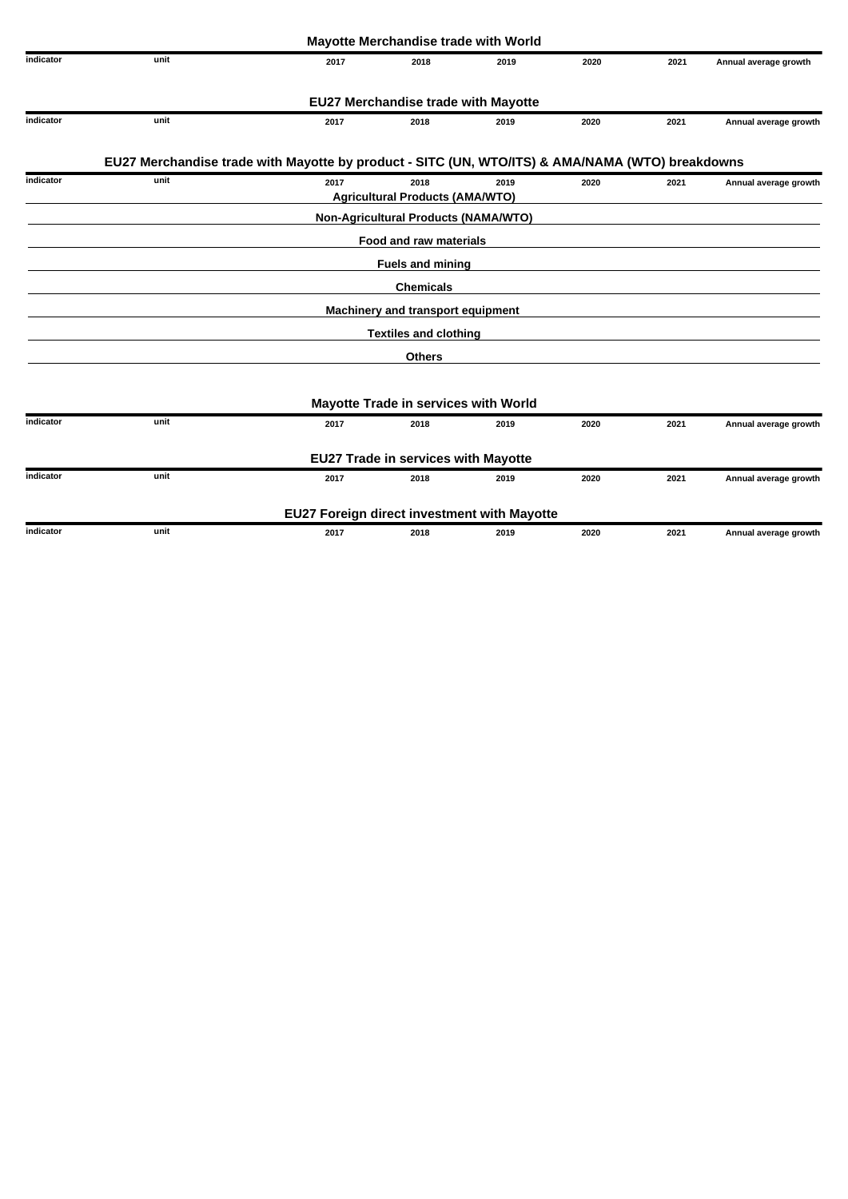## Mayotte Merchandise trade with World

| indicator | unit | 2017 | 2018 | 2019 | 2020 | 2021 | Annual average growth |
|---|---|---|---|---|---|---|---|

## EU27 Merchandise trade with Mayotte

| indicator | unit | 2017 | 2018 | 2019 | 2020 | 2021 | Annual average growth |
|---|---|---|---|---|---|---|---|

## EU27 Merchandise trade with Mayotte by product - SITC (UN, WTO/ITS) & AMA/NAMA (WTO) breakdowns

| indicator | unit | 2017 | 2018 | 2019 | 2020 | 2021 | Annual average growth |
|---|---|---|---|---|---|---|---|
| | | | **Agricultural Products (AMA/WTO)** | | | | |
| | | | **Non-Agricultural Products (NAMA/WTO)** | | | | |
| | | | **Food and raw materials** | | | | |
| | | | **Fuels and mining** | | | | |
| | | | **Chemicals** | | | | |
| | | | **Machinery and transport equipment** | | | | |
| | | | **Textiles and clothing** | | | | |
| | | | **Others** | | | | |

## Mayotte Trade in services with World

| indicator | unit | 2017 | 2018 | 2019 | 2020 | 2021 | Annual average growth |
|---|---|---|---|---|---|---|---|

## EU27 Trade in services with Mayotte

| indicator | unit | 2017 | 2018 | 2019 | 2020 | 2021 | Annual average growth |
|---|---|---|---|---|---|---|---|

## EU27 Foreign direct investment with Mayotte

| indicator | unit | 2017 | 2018 | 2019 | 2020 | 2021 | Annual average growth |
|---|---|---|---|---|---|---|---|